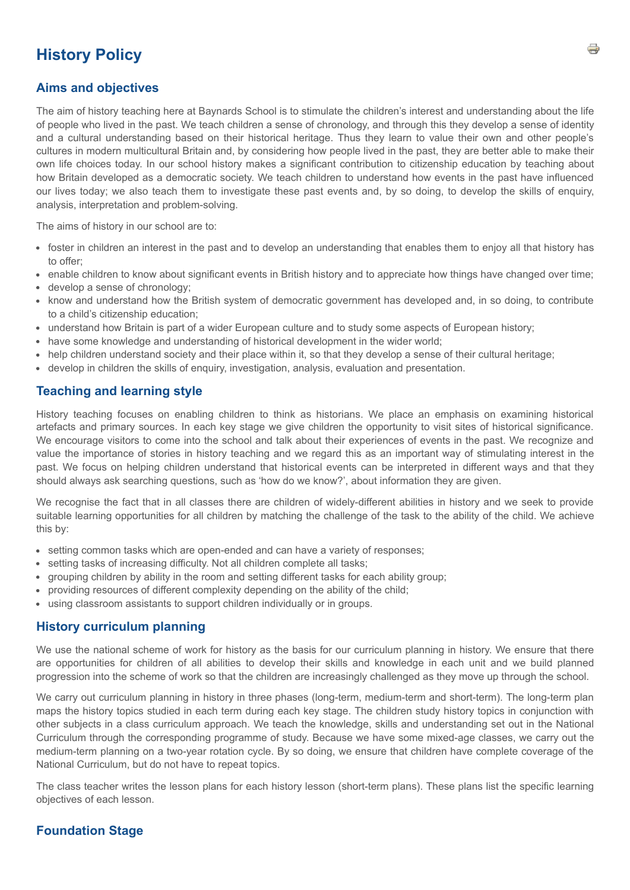# History Policy

## Aims and objectives

The aim of history teaching here at Baynards School is to stimulate the children's interest and understanding about the life of people who lived in the past. We teach children a sense of chronology, and through this they develop a sense of identity and a cultural understanding based on their historical heritage. Thus they learn to value their own and other people's cultures in modern multicultural Britain and, by considering how people lived in the past, they are better able to make their own life choices today. In our school history makes a significant contribution to citizenship education by teaching about how Britain developed as a democratic society. We teach children to understand how events in the past have influenced our lives today; we also teach them to investigate these past events and, by so doing, to develop the skills of enquiry, analysis, interpretation and problem-solving.

The aims of history in our school are to:

- foster in children an interest in the past and to develop an understanding that enables them to enjoy all that history has to offer;
- enable children to know about significant events in British history and to appreciate how things have changed over time;
- develop a sense of chronology;
- know and understand how the British system of democratic government has developed and, in so doing, to contribute to a child's citizenship education;
- understand how Britain is part of a wider European culture and to study some aspects of European history;
- have some knowledge and understanding of historical development in the wider world;
- help children understand society and their place within it, so that they develop a sense of their cultural heritage;
- develop in children the skills of enquiry, investigation, analysis, evaluation and presentation.

## Teaching and learning style

History teaching focuses on enabling children to think as historians. We place an emphasis on examining historical artefacts and primary sources. In each key stage we give children the opportunity to visit sites of historical significance. We encourage visitors to come into the school and talk about their experiences of events in the past. We recognize and value the importance of stories in history teaching and we regard this as an important way of stimulating interest in the past. We focus on helping children understand that historical events can be interpreted in different ways and that they should always ask searching questions, such as 'how do we know?', about information they are given.

We recognise the fact that in all classes there are children of widely-different abilities in history and we seek to provide suitable learning opportunities for all children by matching the challenge of the task to the ability of the child. We achieve this by:

- setting common tasks which are open-ended and can have a variety of responses;
- setting tasks of increasing difficulty. Not all children complete all tasks;
- grouping children by ability in the room and setting different tasks for each ability group;
- providing resources of different complexity depending on the ability of the child;
- using classroom assistants to support children individually or in groups.

## History curriculum planning

We use the national scheme of work for history as the basis for our curriculum planning in history. We ensure that there are opportunities for children of all abilities to develop their skills and knowledge in each unit and we build planned progression into the scheme of work so that the children are increasingly challenged as they move up through the school.

We carry out curriculum planning in history in three phases (long-term, medium-term and short-term). The long-term plan maps the history topics studied in each term during each key stage. The children study history topics in conjunction with other subjects in a class curriculum approach. We teach the knowledge, skills and understanding set out in the National Curriculum through the corresponding programme of study. Because we have some mixed-age classes, we carry out the medium-term planning on a two-year rotation cycle. By so doing, we ensure that children have complete coverage of the National Curriculum, but do not have to repeat topics.

The class teacher writes the lesson plans for each history lesson (short-term plans). These plans list the specific learning objectives of each lesson.

## Foundation Stage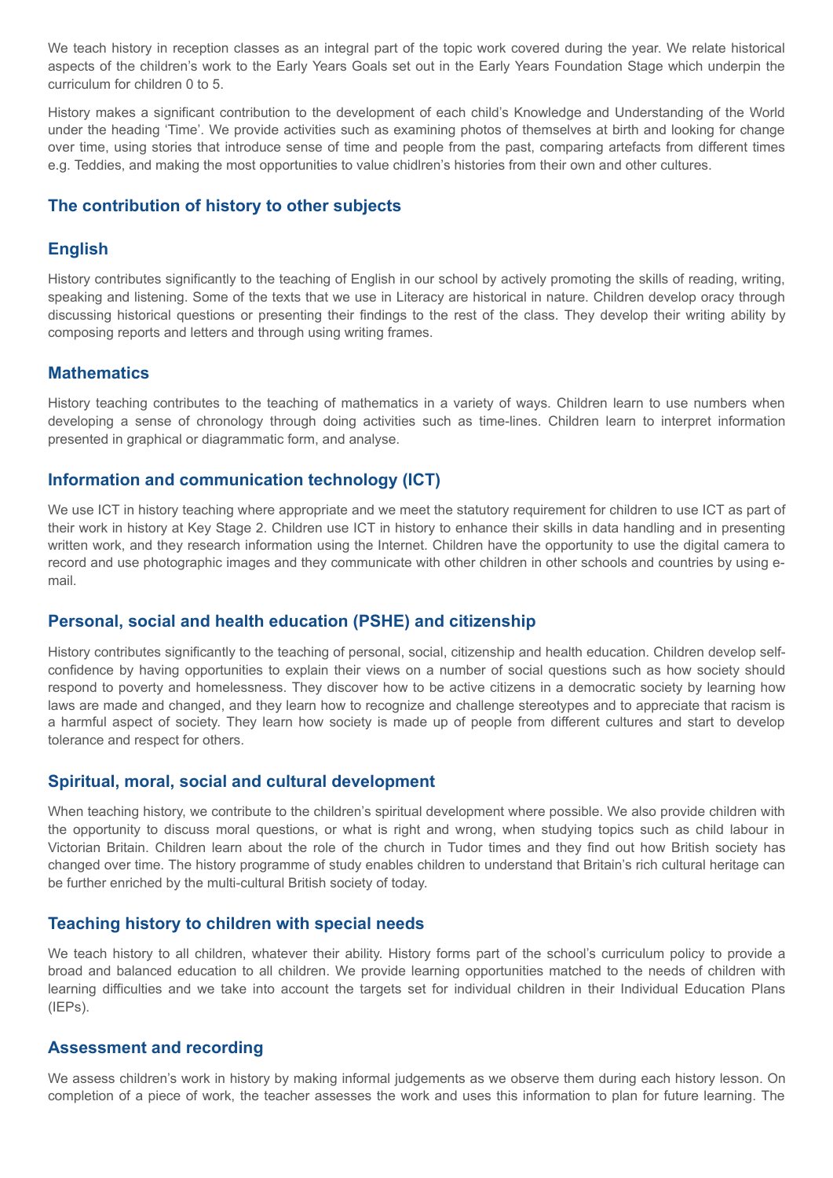We teach history in reception classes as an integral part of the topic work covered during the year. We relate historical aspects of the children's work to the Early Years Goals set out in the Early Years Foundation Stage which underpin the curriculum for children 0 to 5.

History makes a significant contribution to the development of each child's Knowledge and Understanding of the World under the heading 'Time'. We provide activities such as examining photos of themselves at birth and looking for change over time, using stories that introduce sense of time and people from the past, comparing artefacts from different times e.g. Teddies, and making the most opportunities to value chidlren's histories from their own and other cultures.

## The contribution of history to other subjects

## English

History contributes significantly to the teaching of English in our school by actively promoting the skills of reading, writing, speaking and listening. Some of the texts that we use in Literacy are historical in nature. Children develop oracy through discussing historical questions or presenting their findings to the rest of the class. They develop their writing ability by composing reports and letters and through using writing frames.

## Mathematics

History teaching contributes to the teaching of mathematics in a variety of ways. Children learn to use numbers when developing a sense of chronology through doing activities such as time-lines. Children learn to interpret information presented in graphical or diagrammatic form, and analyse.

## Information and communication technology (ICT)

We use ICT in history teaching where appropriate and we meet the statutory requirement for children to use ICT as part of their work in history at Key Stage 2. Children use ICT in history to enhance their skills in data handling and in presenting written work, and they research information using the Internet. Children have the opportunity to use the digital camera to record and use photographic images and they communicate with other children in other schools and countries by using e-mail.

## Personal, social and health education (PSHE) and citizenship

History contributes significantly to the teaching of personal, social, citizenship and health education. Children develop self-confidence by having opportunities to explain their views on a number of social questions such as how society should respond to poverty and homelessness. They discover how to be active citizens in a democratic society by learning how laws are made and changed, and they learn how to recognize and challenge stereotypes and to appreciate that racism is a harmful aspect of society. They learn how society is made up of people from different cultures and start to develop tolerance and respect for others.

## Spiritual, moral, social and cultural development

When teaching history, we contribute to the children's spiritual development where possible. We also provide children with the opportunity to discuss moral questions, or what is right and wrong, when studying topics such as child labour in Victorian Britain. Children learn about the role of the church in Tudor times and they find out how British society has changed over time. The history programme of study enables children to understand that Britain's rich cultural heritage can be further enriched by the multi-cultural British society of today.

## Teaching history to children with special needs

We teach history to all children, whatever their ability. History forms part of the school's curriculum policy to provide a broad and balanced education to all children. We provide learning opportunities matched to the needs of children with learning difficulties and we take into account the targets set for individual children in their Individual Education Plans (IEPs).

## Assessment and recording

We assess children's work in history by making informal judgements as we observe them during each history lesson. On completion of a piece of work, the teacher assesses the work and uses this information to plan for future learning. The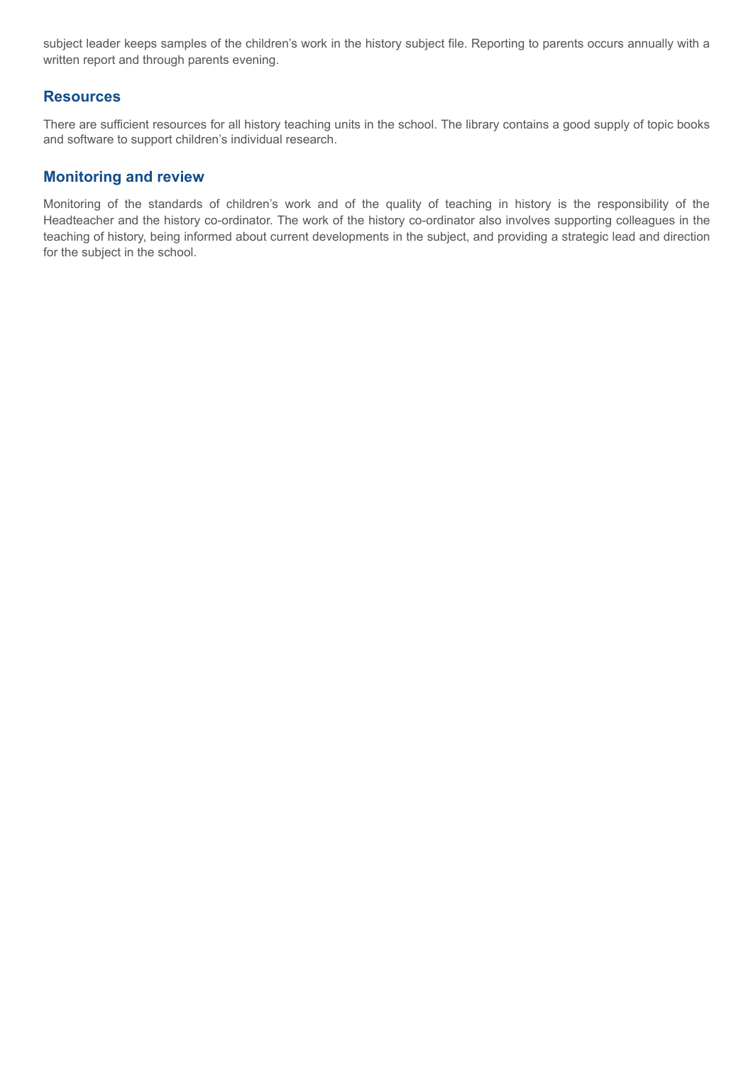subject leader keeps samples of the children's work in the history subject file. Reporting to parents occurs annually with a written report and through parents evening.

## Resources

There are sufficient resources for all history teaching units in the school. The library contains a good supply of topic books and software to support children's individual research.

## Monitoring and review

Monitoring of the standards of children's work and of the quality of teaching in history is the responsibility of the Headteacher and the history co-ordinator. The work of the history co-ordinator also involves supporting colleagues in the teaching of history, being informed about current developments in the subject, and providing a strategic lead and direction for the subject in the school.